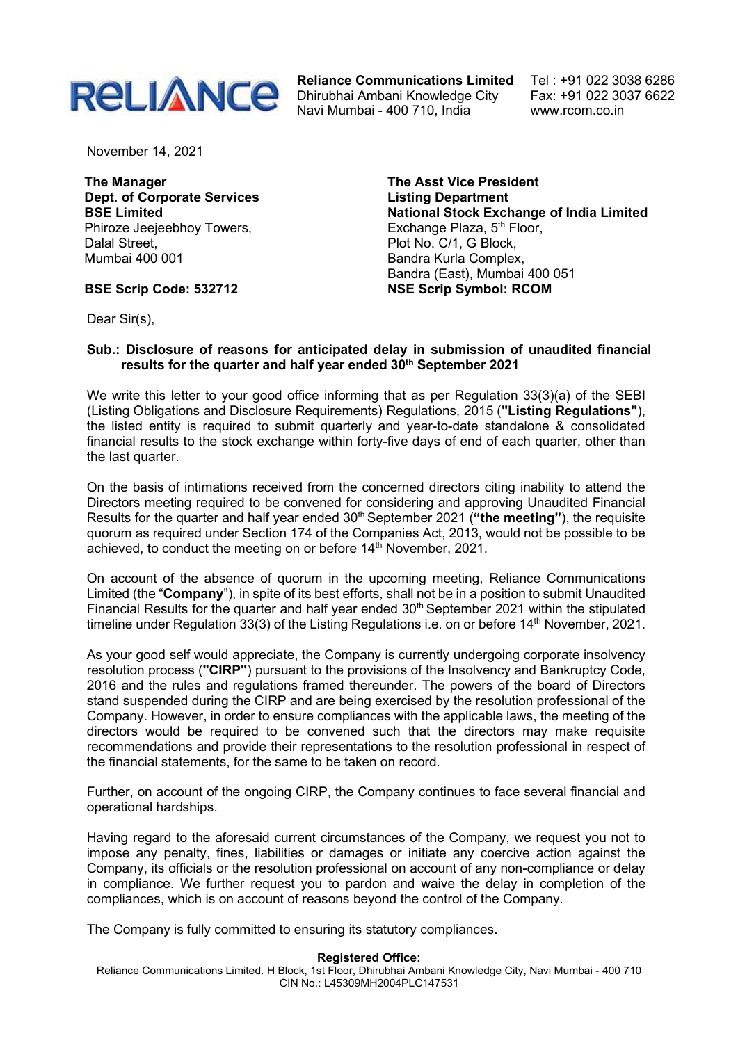**Reliance Communications Limited**
Dhirubhai Ambani Knowledge City
Navi Mumbai - 400 710, India

Tel : +91 022 3038 6286
Fax: +91 022 3037 6622
www.rcom.co.in

November 14, 2021

**The Manager**
**Dept. of Corporate Services**
**BSE Limited**
Phiroze Jeejeebhoy Towers,
Dalal Street,
Mumbai 400 001

**BSE Scrip Code: 532712**

**The Asst Vice President**
**Listing Department**
**National Stock Exchange of India Limited**
Exchange Plaza, 5th Floor,
Plot No. C/1, G Block,
Bandra Kurla Complex,
Bandra (East), Mumbai 400 051
**NSE Scrip Symbol: RCOM**

Dear Sir(s),

**Sub.: Disclosure of reasons for anticipated delay in submission of unaudited financial results for the quarter and half year ended 30th September 2021**

We write this letter to your good office informing that as per Regulation 33(3)(a) of the SEBI (Listing Obligations and Disclosure Requirements) Regulations, 2015 (**"Listing Regulations"**), the listed entity is required to submit quarterly and year-to-date standalone & consolidated financial results to the stock exchange within forty-five days of end of each quarter, other than the last quarter.

On the basis of intimations received from the concerned directors citing inability to attend the Directors meeting required to be convened for considering and approving Unaudited Financial Results for the quarter and half year ended 30th September 2021 (**"the meeting"**), the requisite quorum as required under Section 174 of the Companies Act, 2013, would not be possible to be achieved, to conduct the meeting on or before 14th November, 2021.

On account of the absence of quorum in the upcoming meeting, Reliance Communications Limited (the "**Company**"), in spite of its best efforts, shall not be in a position to submit Unaudited Financial Results for the quarter and half year ended 30th September 2021 within the stipulated timeline under Regulation 33(3) of the Listing Regulations i.e. on or before 14th November, 2021.

As your good self would appreciate, the Company is currently undergoing corporate insolvency resolution process (**"CIRP"**) pursuant to the provisions of the Insolvency and Bankruptcy Code, 2016 and the rules and regulations framed thereunder. The powers of the board of Directors stand suspended during the CIRP and are being exercised by the resolution professional of the Company. However, in order to ensure compliances with the applicable laws, the meeting of the directors would be required to be convened such that the directors may make requisite recommendations and provide their representations to the resolution professional in respect of the financial statements, for the same to be taken on record.

Further, on account of the ongoing CIRP, the Company continues to face several financial and operational hardships.

Having regard to the aforesaid current circumstances of the Company, we request you not to impose any penalty, fines, liabilities or damages or initiate any coercive action against the Company, its officials or the resolution professional on account of any non-compliance or delay in compliance. We further request you to pardon and waive the delay in completion of the compliances, which is on account of reasons beyond the control of the Company.

The Company is fully committed to ensuring its statutory compliances.

**Registered Office:**
Reliance Communications Limited. H Block, 1st Floor, Dhirubhai Ambani Knowledge City, Navi Mumbai - 400 710
CIN No.: L45309MH2004PLC147531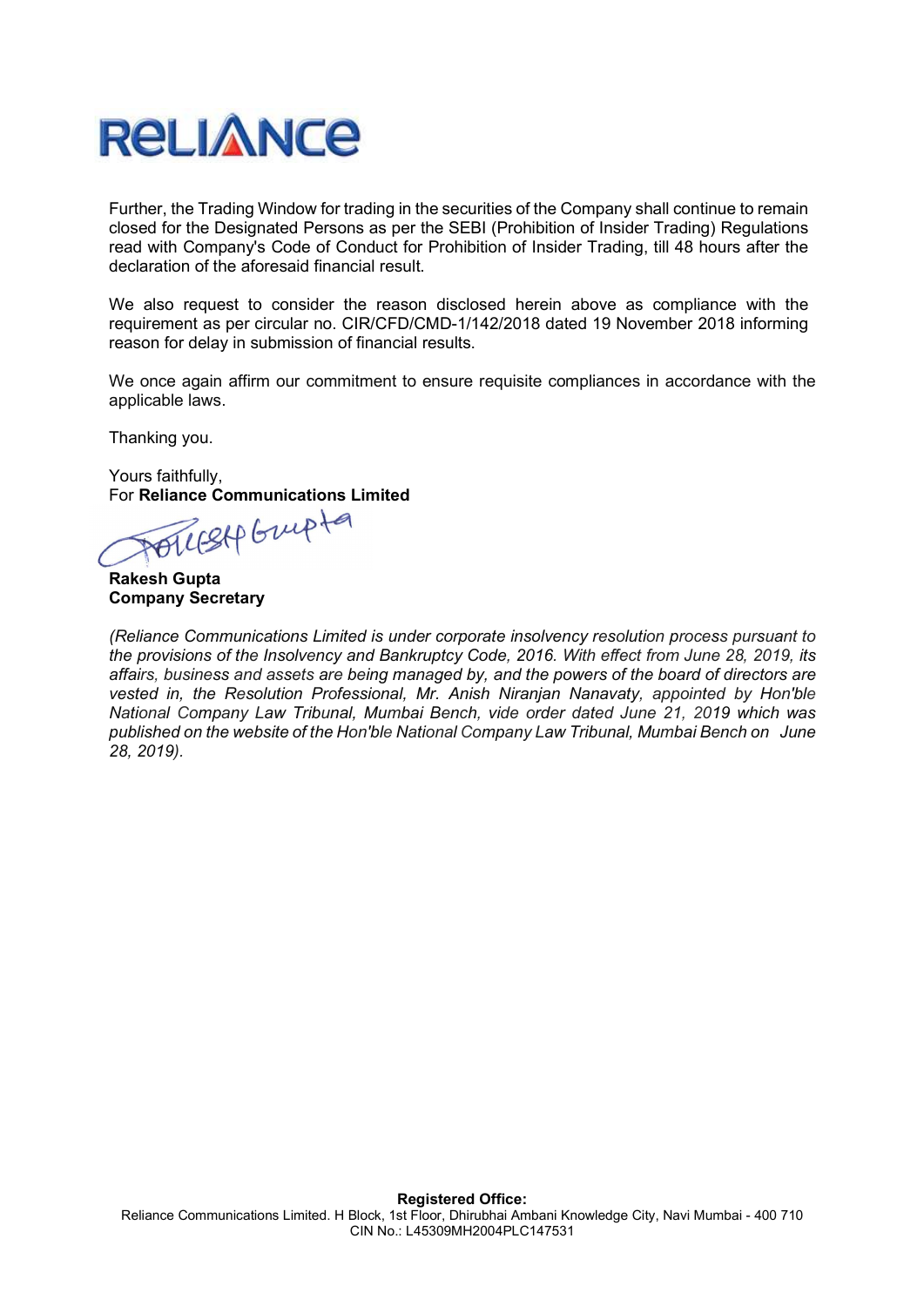Further, the Trading Window for trading in the securities of the Company shall continue to remain closed for the Designated Persons as per the SEBI (Prohibition of Insider Trading) Regulations read with Company's Code of Conduct for Prohibition of Insider Trading, till 48 hours after the declaration of the aforesaid financial result.

We also request to consider the reason disclosed herein above as compliance with the requirement as per circular no. CIR/CFD/CMD-1/142/2018 dated 19 November 2018 informing reason for delay in submission of financial results.

We once again affirm our commitment to ensure requisite compliances in accordance with the applicable laws.

Thanking you.

Yours faithfully,
For **Reliance Communications Limited**

**Rakesh Gupta**
**Company Secretary**

*(Reliance Communications Limited is under corporate insolvency resolution process pursuant to the provisions of the Insolvency and Bankruptcy Code, 2016. With effect from June 28, 2019, its affairs, business and assets are being managed by, and the powers of the board of directors are vested in, the Resolution Professional, Mr. Anish Niranjan Nanavaty, appointed by Hon'ble National Company Law Tribunal, Mumbai Bench, vide order dated June 21, 2019 which was published on the website of the Hon'ble National Company Law Tribunal, Mumbai Bench on June 28, 2019).*

**Registered Office:**
Reliance Communications Limited. H Block, 1st Floor, Dhirubhai Ambani Knowledge City, Navi Mumbai - 400 710
CIN No.: L45309MH2004PLC147531